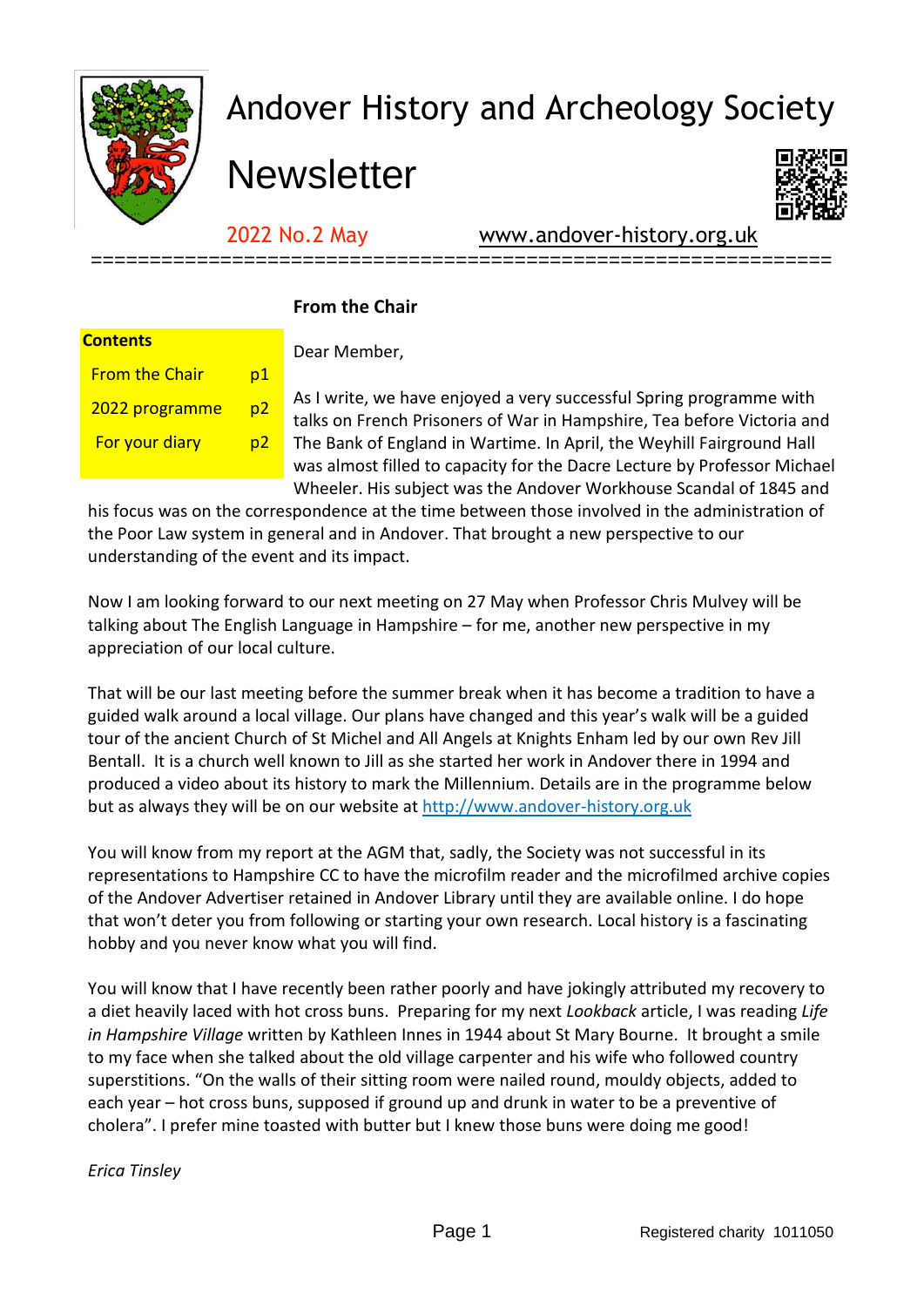# Andover History and Archeology Society

# Newsletter

2022 No.2 May www.andover-history.org.uk

| Contents | |
|---|---|
| From the Chair | p1 |
| 2022 programme | p2 |
| For your diary | p2 |

## From the Chair

Dear Member,

As I write, we have enjoyed a very successful Spring programme with talks on French Prisoners of War in Hampshire, Tea before Victoria and The Bank of England in Wartime. In April, the Weyhill Fairground Hall was almost filled to capacity for the Dacre Lecture by Professor Michael Wheeler. His subject was the Andover Workhouse Scandal of 1845 and his focus was on the correspondence at the time between those involved in the administration of the Poor Law system in general and in Andover. That brought a new perspective to our understanding of the event and its impact.

Now I am looking forward to our next meeting on 27 May when Professor Chris Mulvey will be talking about The English Language in Hampshire – for me, another new perspective in my appreciation of our local culture.

That will be our last meeting before the summer break when it has become a tradition to have a guided walk around a local village. Our plans have changed and this year's walk will be a guided tour of the ancient Church of St Michel and All Angels at Knights Enham led by our own Rev Jill Bentall. It is a church well known to Jill as she started her work in Andover there in 1994 and produced a video about its history to mark the Millennium. Details are in the programme below but as always they will be on our website at http://www.andover-history.org.uk

You will know from my report at the AGM that, sadly, the Society was not successful in its representations to Hampshire CC to have the microfilm reader and the microfilmed archive copies of the Andover Advertiser retained in Andover Library until they are available online. I do hope that won't deter you from following or starting your own research. Local history is a fascinating hobby and you never know what you will find.

You will know that I have recently been rather poorly and have jokingly attributed my recovery to a diet heavily laced with hot cross buns. Preparing for my next *Lookback* article, I was reading *Life in Hampshire Village* written by Kathleen Innes in 1944 about St Mary Bourne. It brought a smile to my face when she talked about the old village carpenter and his wife who followed country superstitions. "On the walls of their sitting room were nailed round, mouldy objects, added to each year – hot cross buns, supposed if ground up and drunk in water to be a preventive of cholera". I prefer mine toasted with butter but I knew those buns were doing me good!

*Erica Tinsley*

Registered charity 1011050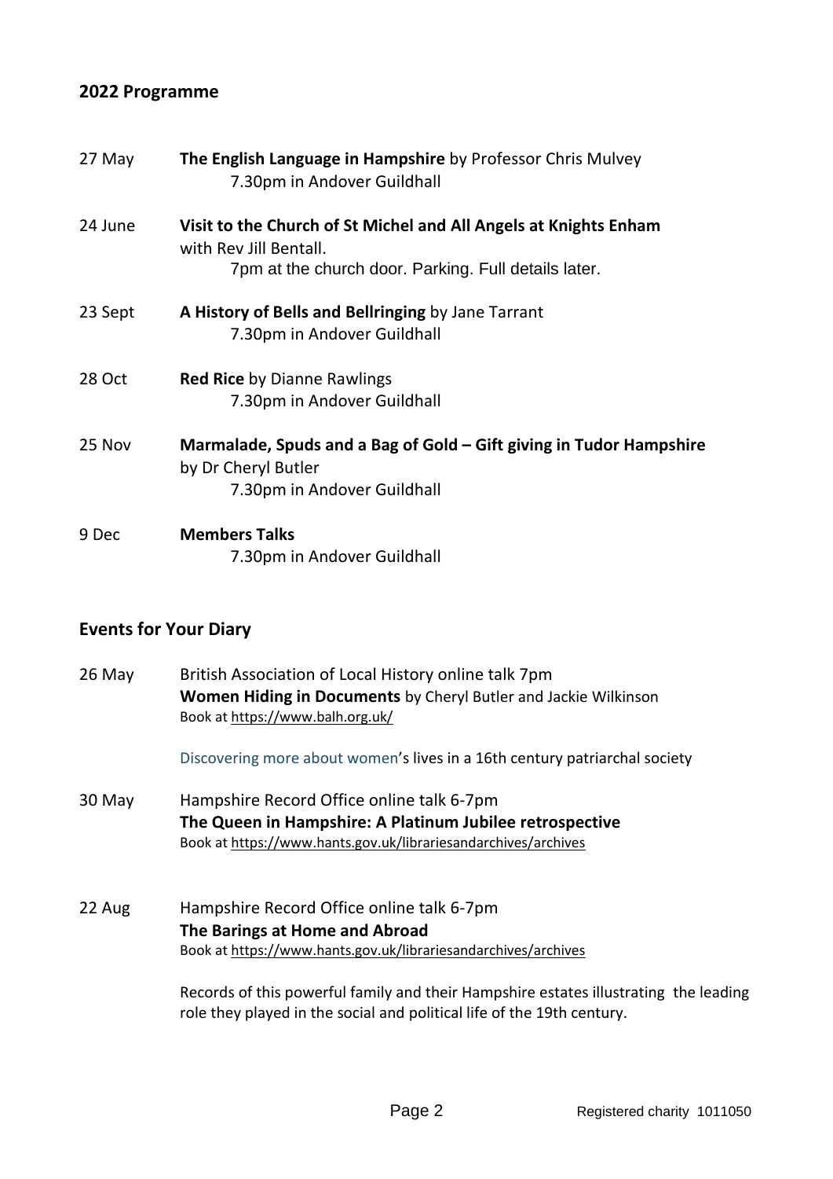## 2022 Programme

27 May **The English Language in Hampshire** by Professor Chris Mulvey
7.30pm in Andover Guildhall

24 June **Visit to the Church of St Michel and All Angels at Knights Enham** with Rev Jill Bentall.
7pm at the church door. Parking. Full details later.

23 Sept **A History of Bells and Bellringing** by Jane Tarrant
7.30pm in Andover Guildhall

28 Oct **Red Rice** by Dianne Rawlings
7.30pm in Andover Guildhall

25 Nov **Marmalade, Spuds and a Bag of Gold – Gift giving in Tudor Hampshire** by Dr Cheryl Butler
7.30pm in Andover Guildhall

9 Dec **Members Talks**
7.30pm in Andover Guildhall

## Events for Your Diary

26 May British Association of Local History online talk 7pm
**Women Hiding in Documents** by Cheryl Butler and Jackie Wilkinson
Book at https://www.balh.org.uk/

Discovering more about women's lives in a 16th century patriarchal society

30 May Hampshire Record Office online talk 6-7pm
**The Queen in Hampshire: A Platinum Jubilee retrospective**
Book at https://www.hants.gov.uk/librariesandarchives/archives

22 Aug Hampshire Record Office online talk 6-7pm
**The Barings at Home and Abroad**
Book at https://www.hants.gov.uk/librariesandarchives/archives

Records of this powerful family and their Hampshire estates illustrating the leading role they played in the social and political life of the 19th century.

Registered charity 1011050